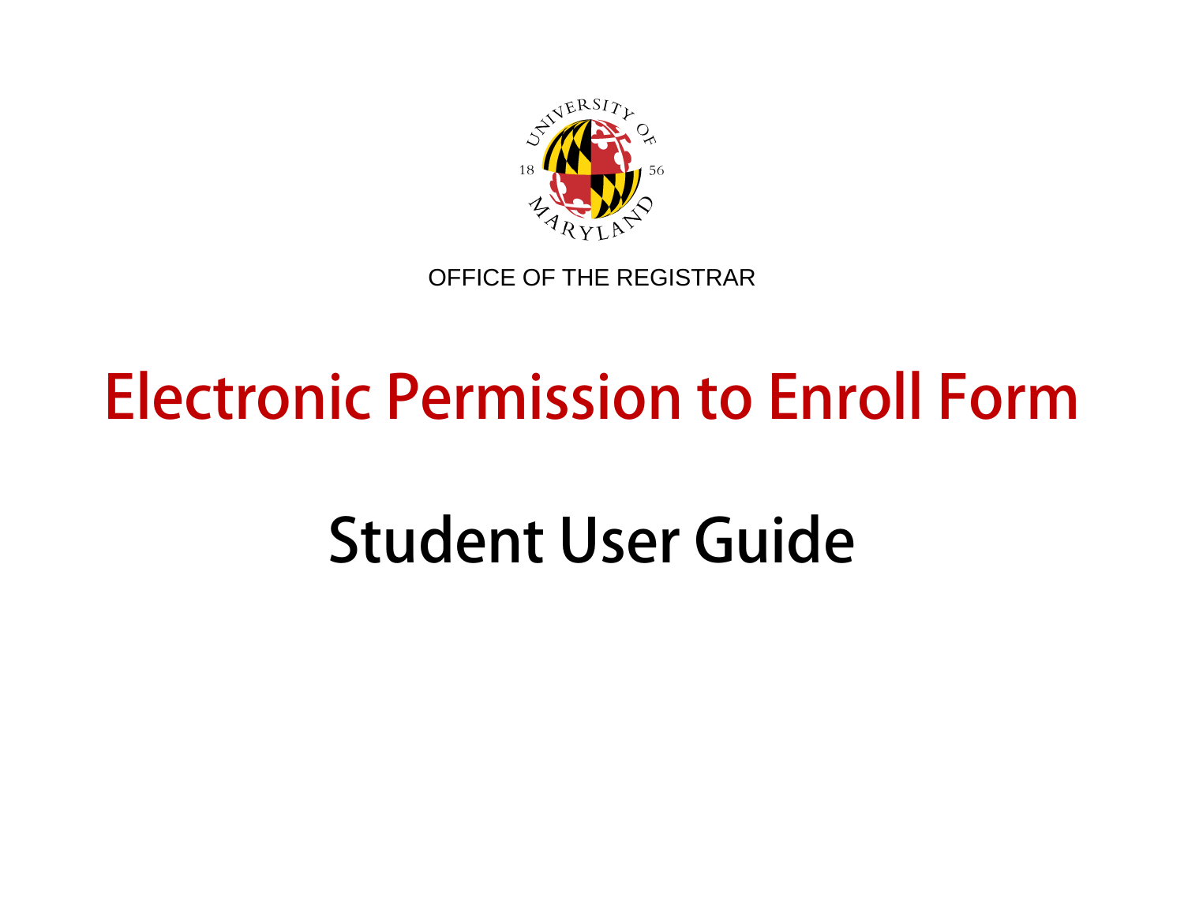OFFICE OF THE REGISTRAR

# Electronic Permission to Enroll Form

## Student User Guide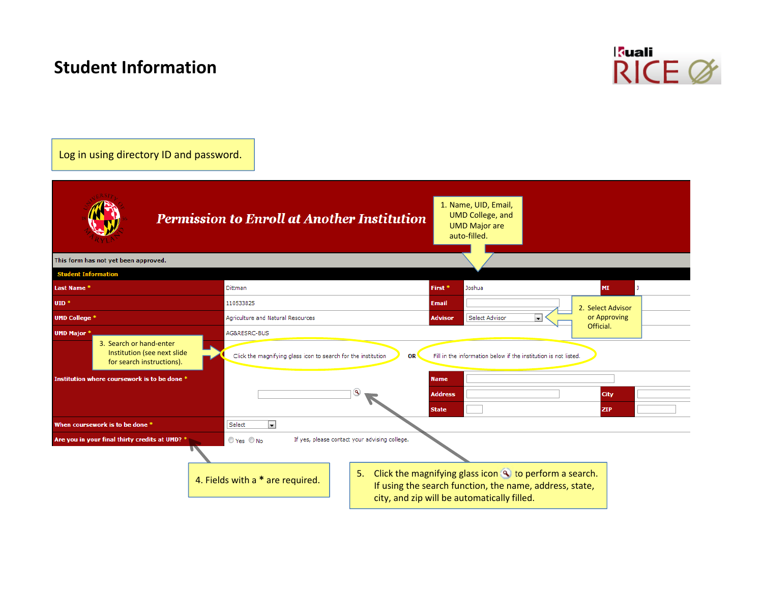# Student Information

Log in using directory ID and password.

## Permission to Enroll at Another Institution

1. Name, UID, Email, UMD College, and UMD Major are auto-filled.

This form has not yet been approved.

**Student Information**

| | | | | | |
|---|---|---|---|---|---|
| **Last Name** * | Dittman | **First** * | Joshua | **MI** | J |
| **UID** * | 110533825 | **Email** | | | |
| **UMD College** * | Agriculture and Natural Resources | **Advisor** | Select Advisor | | |
| **UMD Major** * | AG&RESRC-BUS | | | | |
| | Click the magnifying glass icon to search for the institution | OR | Fill in the information below if the institution is not listed. | | |
| **Institution where coursework is to be done** * | | **Name** | | | |
| | | **Address** | | **City** | |
| | | **State** | | **ZIP** | |
| **When coursework is to be done** * | Select | | | | |
| **Are you in your final thirty credits at UMD?** * | Yes / No | If yes, please contact your advising college. | | | |

2. Select Advisor or Approving Official.

3. Search or hand-enter Institution (see next slide for search instructions).

4. Fields with a * are required.

5. Click the magnifying glass icon to perform a search. If using the search function, the name, address, state, city, and zip will be automatically filled.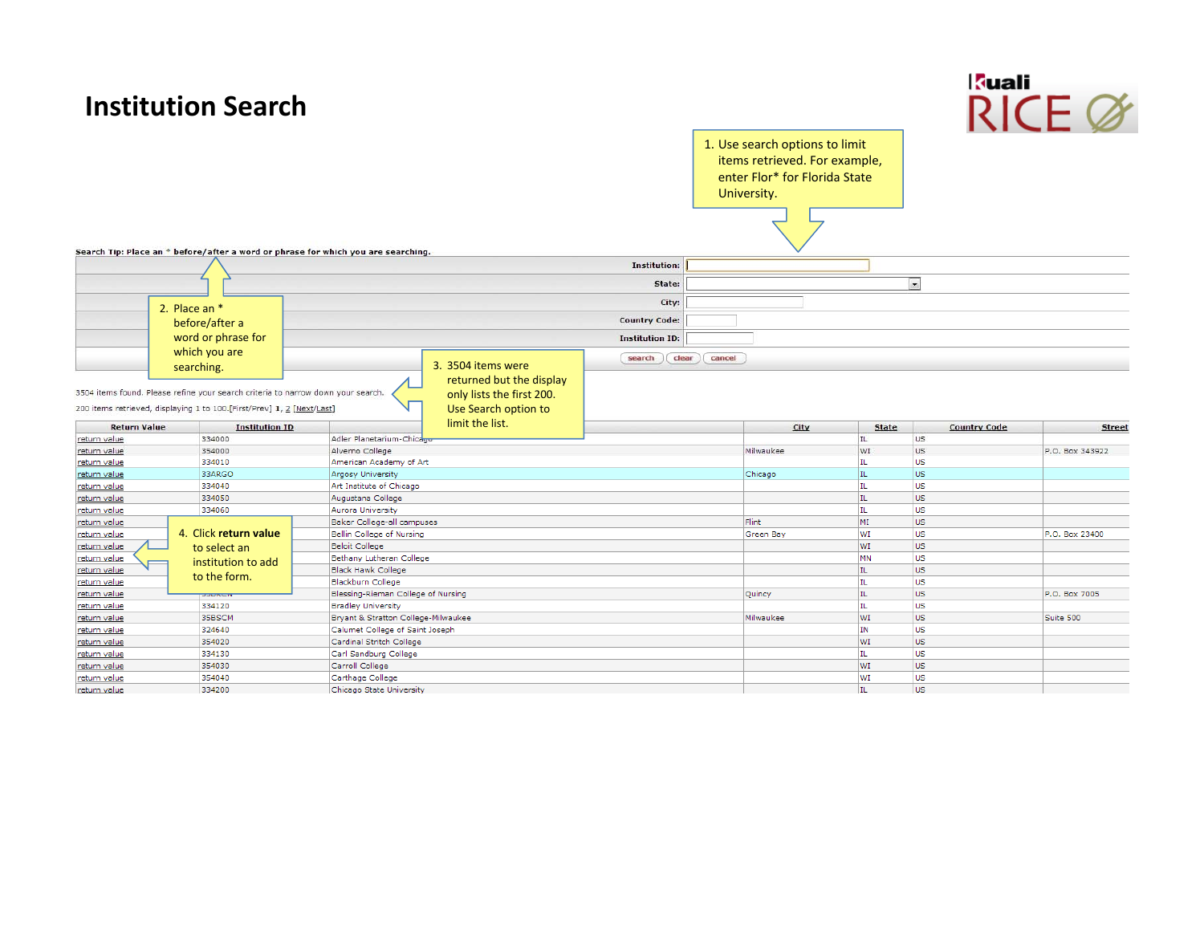# Institution Search

1. Use search options to limit items retrieved. For example, enter Flor* for Florida State University.

Search Tip: Place an * before/after a word or phrase for which you are searching.

Institution:

State:

City:

Country Code:

Institution ID:

search clear cancel

2. Place an * before/after a word or phrase for which you are searching.

3. 3504 items were returned but the display only lists the first 200. Use Search option to limit the list.

3504 items found. Please refine your search criteria to narrow down your search.

200 items retrieved, displaying 1 to 100.[First/Prev] 1, 2 [Next/Last]

4. Click **return value** to select an institution to add to the form.

| Return Value | Institution ID | | City | State | Country Code | Street |
|---|---|---|---|---|---|---|
| return value | 334000 | Adler Planetarium-Chicago | | IL | US | |
| return value | 354000 | Alverno College | Milwaukee | WI | US | P.O. Box 343922 |
| return value | 334010 | American Academy of Art | | IL | US | |
| return value | 33ARGO | Argosy University | Chicago | IL | US | |
| return value | 334040 | Art Institute of Chicago | | IL | US | |
| return value | 334050 | Augustana College | | IL | US | |
| return value | 334060 | Aurora University | | IL | US | |
| return value | | Baker College-all campuses | Flint | MI | US | |
| return value | | Bellin College of Nursing | Green Bay | WI | US | P.O. Box 23400 |
| return value | | Beloit College | | WI | US | |
| return value | | Bethany Lutheran College | | MN | US | |
| return value | | Black Hawk College | | IL | US | |
| return value | | Blackburn College | | IL | US | |
| return value | | Blessing-Rieman College of Nursing | Quincy | IL | US | P.O. Box 7005 |
| return value | 334120 | Bradley University | | IL | US | |
| return value | 35BSCM | Bryant & Stratton College-Milwaukee | Milwaukee | WI | US | Suite 500 |
| return value | 324640 | Calumet College of Saint Joseph | | IN | US | |
| return value | 354020 | Cardinal Stritch College | | WI | US | |
| return value | 334130 | Carl Sandburg College | | IL | US | |
| return value | 354030 | Carroll College | | WI | US | |
| return value | 354040 | Carthage College | | WI | US | |
| return value | 334200 | Chicago State University | | IL | US | |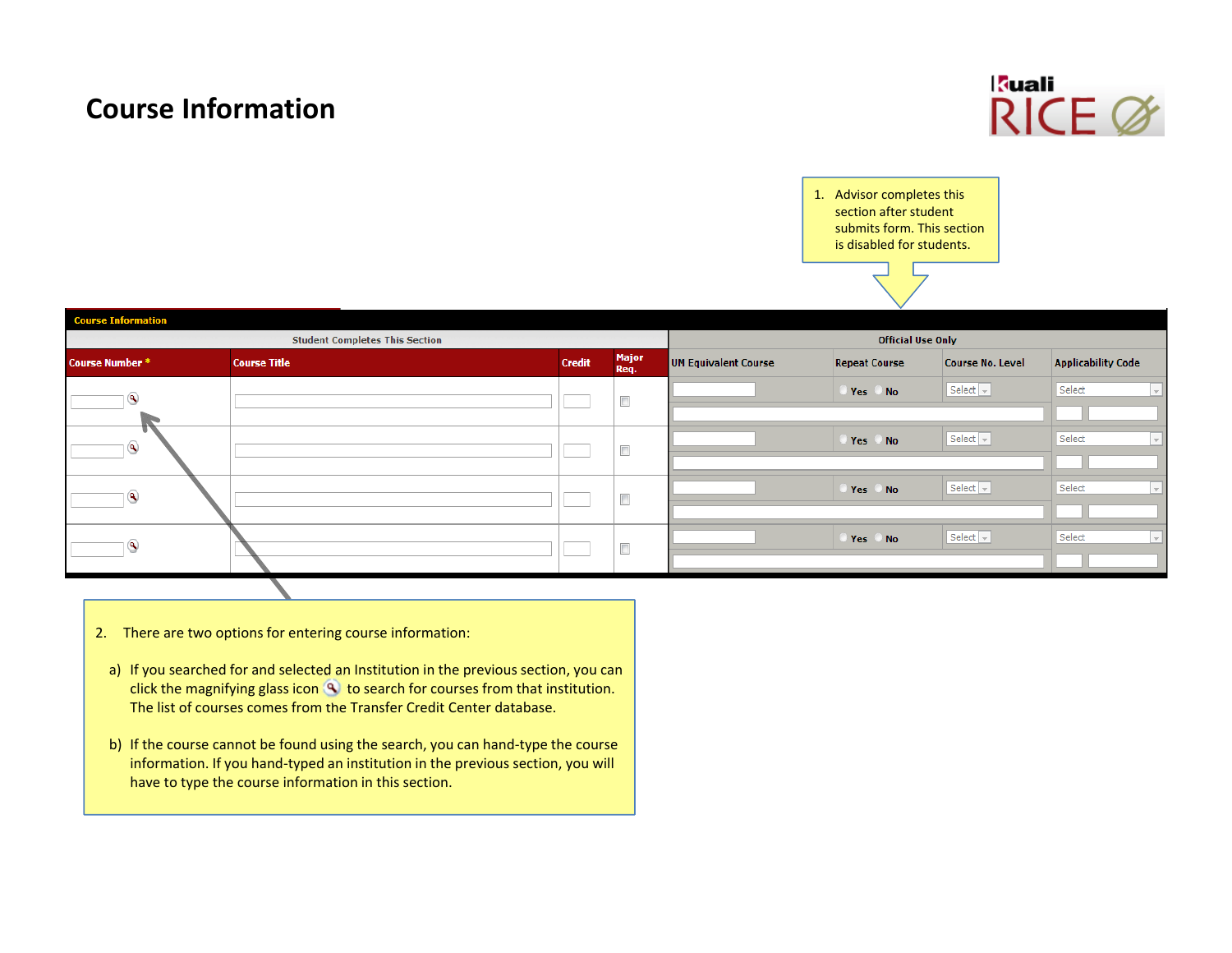# Course Information

Kuali RICE

1. Advisor completes this section after student submits form. This section is disabled for students.

**Course Information**

| Student Completes This Section | | | | Official Use Only | | | |
|---|---|---|---|---|---|---|---|
| Course Number * | Course Title | Credit | Major Req. | UM Equivalent Course | Repeat Course | Course No. Level | Applicability Code |
| | | | | | Yes No | Select | Select |
| | | | | | Yes No | Select | Select |
| | | | | | Yes No | Select | Select |
| | | | | | Yes No | Select | Select |

2. There are two options for entering course information:

   a) If you searched for and selected an Institution in the previous section, you can click the magnifying glass icon to search for courses from that institution. The list of courses comes from the Transfer Credit Center database.

   b) If the course cannot be found using the search, you can hand-type the course information. If you hand-typed an institution in the previous section, you will have to type the course information in this section.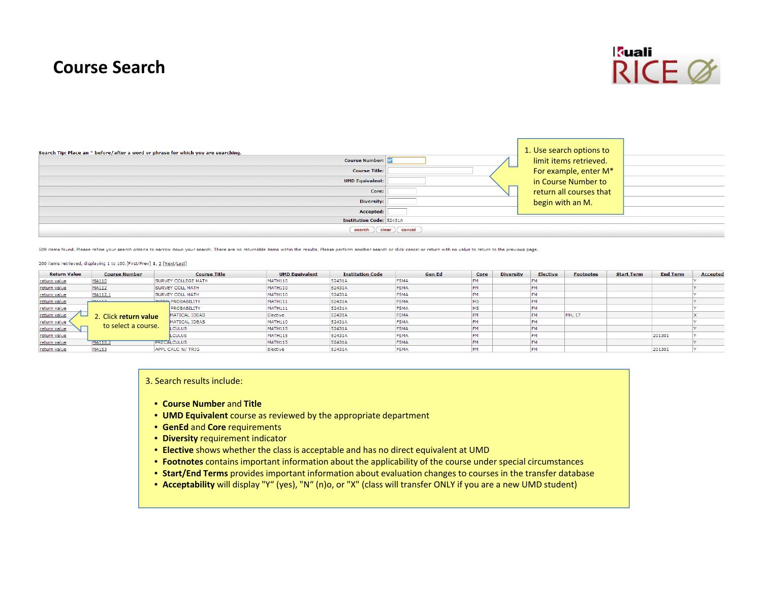# Course Search

Kuali RICE

Search Tip: Place an * before/after a word or phrase for which you are searching.

| | |
|---|---|
| Course Number: | M* |
| Course Title: | |
| UMD Equivalent: | |
| Core: | |
| Diversity: | |
| Accepted: | |
| Institution Code: | 52431A |

search | clear | cancel

1. Use search options to limit items retrieved. For example, enter M* in Course Number to return all courses that begin with an M.

509 items found. Please refine your search criteria to narrow down your search. There are no returnable items within the results. Please perform another search or click cancel or return with no value to return to the previous page.

200 items retrieved, displaying 1 to 100.[First/Prev] 1, 2 [Next/Last]

| Return Value | Course Number | Course Title | UMD Equivalent | Institution Code | Gen Ed | Core | Diversity | Elective | Footnotes | Start Term | End Term | Accepted |
|---|---|---|---|---|---|---|---|---|---|---|---|---|
| return value | MA110 | SURVEY COLLEGE MATH | MATH110 | 52431A | FSMA | FM | | FM | | | | Y |
| return value | MA112 | SURVEY COLL MATH | MATH110 | 52431A | FSMA | FM | | FM | | | | Y |
| return value | MA112.1 | SURVEY COLL MATH | MATH110 | 52431A | FSMA | FM | | FM | | | | Y |
| return value | MA113 | INTRO PROBABILITY | MATH111 | 52431A | FSMA | MS | | FM | | | | Y |
| return value | | PROBABILITY | MATH111 | 52431A | FSMA | MS | | FM | | | | Y |
| return value | | MATICAL IDEAS | Elective | 52431A | FSMA | FM | | FM | MH, 17 | | | X |
| return value | | MATICAL IDEAS | MATH110 | 52431A | FSMA | FM | | FM | | | | Y |
| return value | | LCULUS | MATH115 | 52431A | FSMA | FM | | FM | | | | Y |
| return value | | LCULUS | MATH115 | 52431A | FSMA | FM | | FM | | | 201301 | Y |
| return value | MA118.2 | PRECALCULUS | MATH115 | 52431A | FSMA | FM | | FM | | | | Y |
| return value | MA153 | APPL CALC W/ TRIG | Elective | 52431A | FSMA | FM | | FM | | | 201301 | Y |

2. Click **return value** to select a course.

3. Search results include:

- **Course Number** and **Title**
- **UMD Equivalent** course as reviewed by the appropriate department
- **GenEd** and **Core** requirements
- **Diversity** requirement indicator
- **Elective** shows whether the class is acceptable and has no direct equivalent at UMD
- **Footnotes** contains important information about the applicability of the course under special circumstances
- **Start/End Terms** provides important information about evaluation changes to courses in the transfer database
- **Acceptability** will display "Y" (yes), "N" (n)o, or "X" (class will transfer ONLY if you are a new UMD student)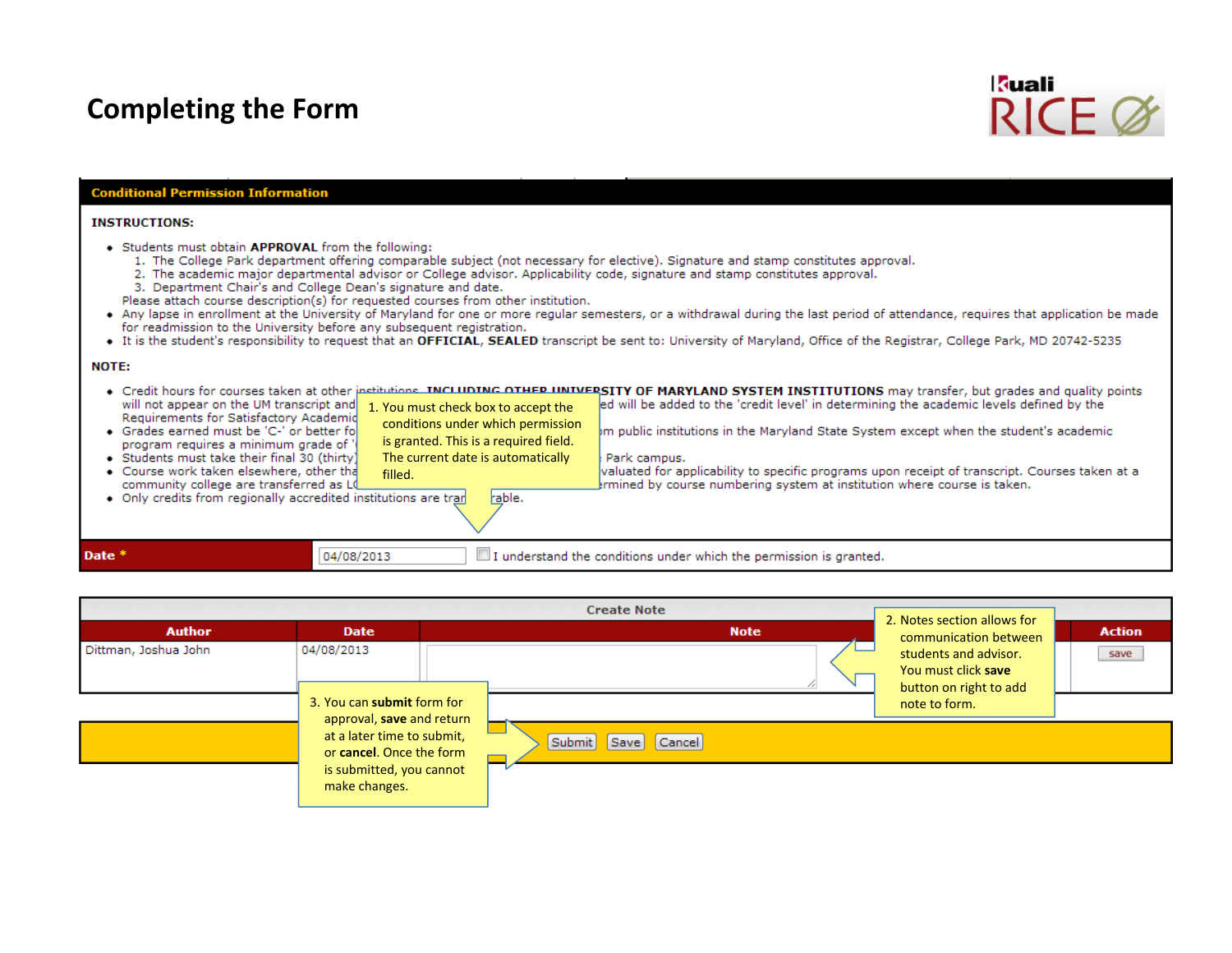# Completing the Form

**Conditional Permission Information**

**INSTRUCTIONS:**

- Students must obtain **APPROVAL** from the following:
  1. The College Park department offering comparable subject (not necessary for elective). Signature and stamp constitutes approval.
  2. The academic major departmental advisor or College advisor. Applicability code, signature and stamp constitutes approval.
  3. Department Chair's and College Dean's signature and date.

  Please attach course description(s) for requested courses from other institution.
- Any lapse in enrollment at the University of Maryland for one or more regular semesters, or a withdrawal during the last period of attendance, requires that application be made for readmission to the University before any subsequent registration.
- It is the student's responsibility to request that an **OFFICIAL**, **SEALED** transcript be sent to: University of Maryland, Office of the Registrar, College Park, MD 20742-5235

**NOTE:**

- Credit hours for courses taken at other institutions **INCLUDING OTHER UNIVERSITY OF MARYLAND SYSTEM INSTITUTIONS** may transfer, but grades and quality points will not appear on the UM transcript and ... ed will be added to the 'credit level' in determining the academic levels defined by the Requirements for Satisfactory Academic ...
- Grades earned must be 'C-' or better fo... m public institutions in the Maryland State System except when the student's academic program requires a minimum grade of '...
- Students must take their final 30 (thirty)... Park campus.
- Course work taken elsewhere, other tha... valuated for applicability to specific programs upon receipt of transcript. Courses taken at a community college are transferred as L... rmined by course numbering system at institution where course is taken.
- Only credits from regionally accredited institutions are tran... rable.

1. You must check box to accept the conditions under which permission is granted. This is a required field. The current date is automatically filled.

**Date \*** 04/08/2013 ☐ I understand the conditions under which the permission is granted.

**Create Note**

| Author | Date | Note | Action |
|---|---|---|---|
| Dittman, Joshua John | 04/08/2013 | | save |

2. Notes section allows for communication between students and advisor. You must click **save** button on right to add note to form.

3. You can **submit** form for approval, **save** and return at a later time to submit, or **cancel**. Once the form is submitted, you cannot make changes.

Submit | Save | Cancel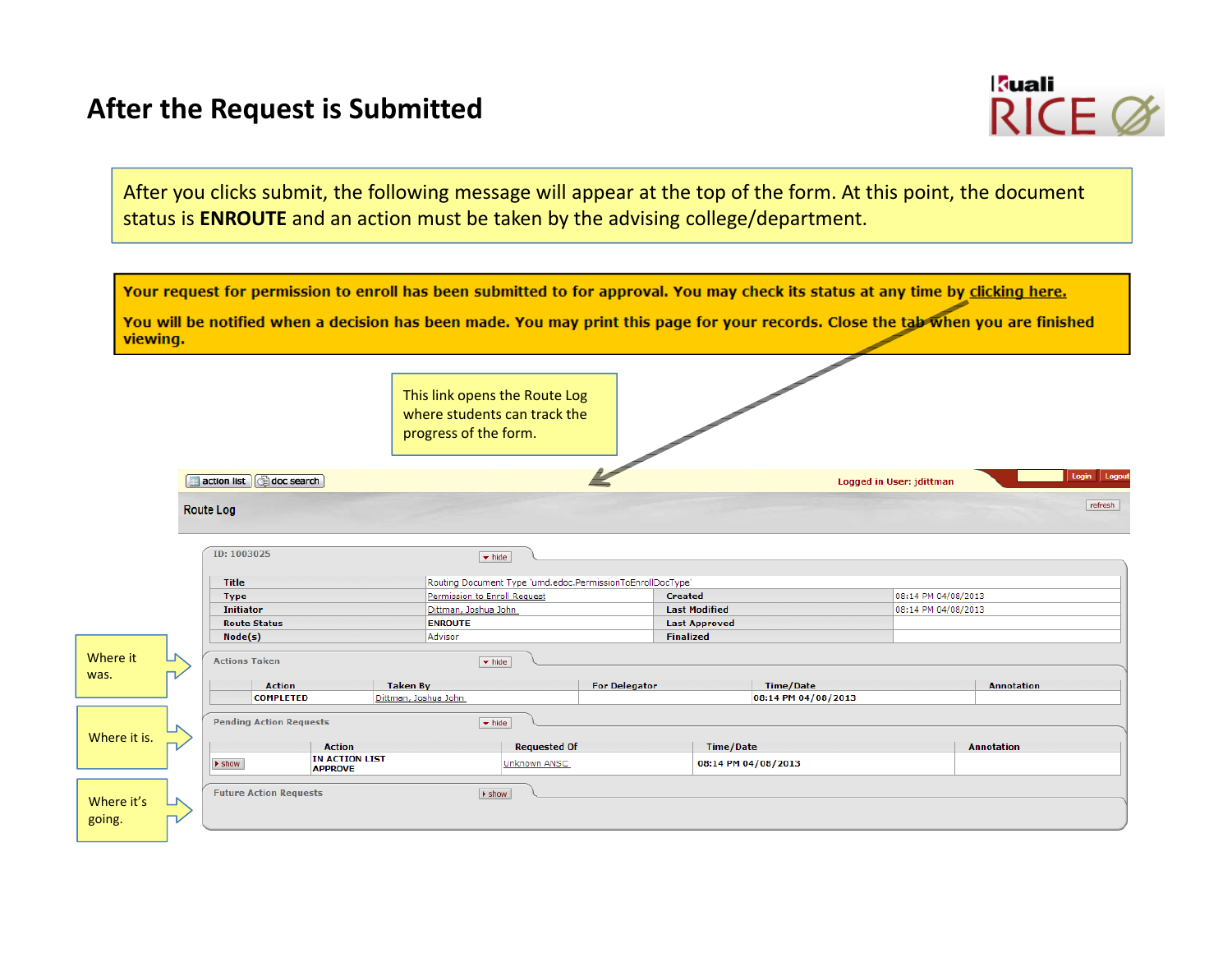# After the Request is Submitted

After you clicks submit, the following message will appear at the top of the form. At this point, the document status is **ENROUTE** and an action must be taken by the advising college/department.

**Your request for permission to enroll has been submitted to for approval. You may check its status at any time by clicking here.**

**You will be notified when a decision has been made. You may print this page for your records. Close the tab when you are finished viewing.**

This link opens the Route Log where students can track the progress of the form.

action list | doc search | Logged in User: jdittman | Login | Logout

## Route Log

refresh

ID: 1003025 hide

| Title | Routing Document Type 'umd.edoc.PermissionToEnrollDocType' | | |
|---|---|---|---|
| Type | Permission to Enroll Request | Created | 08:14 PM 04/08/2013 |
| Initiator | Dittman, Joshua John | Last Modified | 08:14 PM 04/08/2013 |
| Route Status | ENROUTE | Last Approved | |
| Node(s) | Advisor | Finalized | |

Where it was.

Actions Taken hide

| Action | Taken By | For Delegator | Time/Date | Annotation |
|---|---|---|---|---|
| COMPLETED | Dittman, Joshue John | | 08:14 PM 04/08/2013 | |

Where it is.

Pending Action Requests hide

| | Action | Requested Of | Time/Date | Annotation |
|---|---|---|---|---|
| show | IN ACTION LIST APPROVE | Unknown ANSC | 08:14 PM 04/08/2013 | |

Where it's going.

Future Action Requests show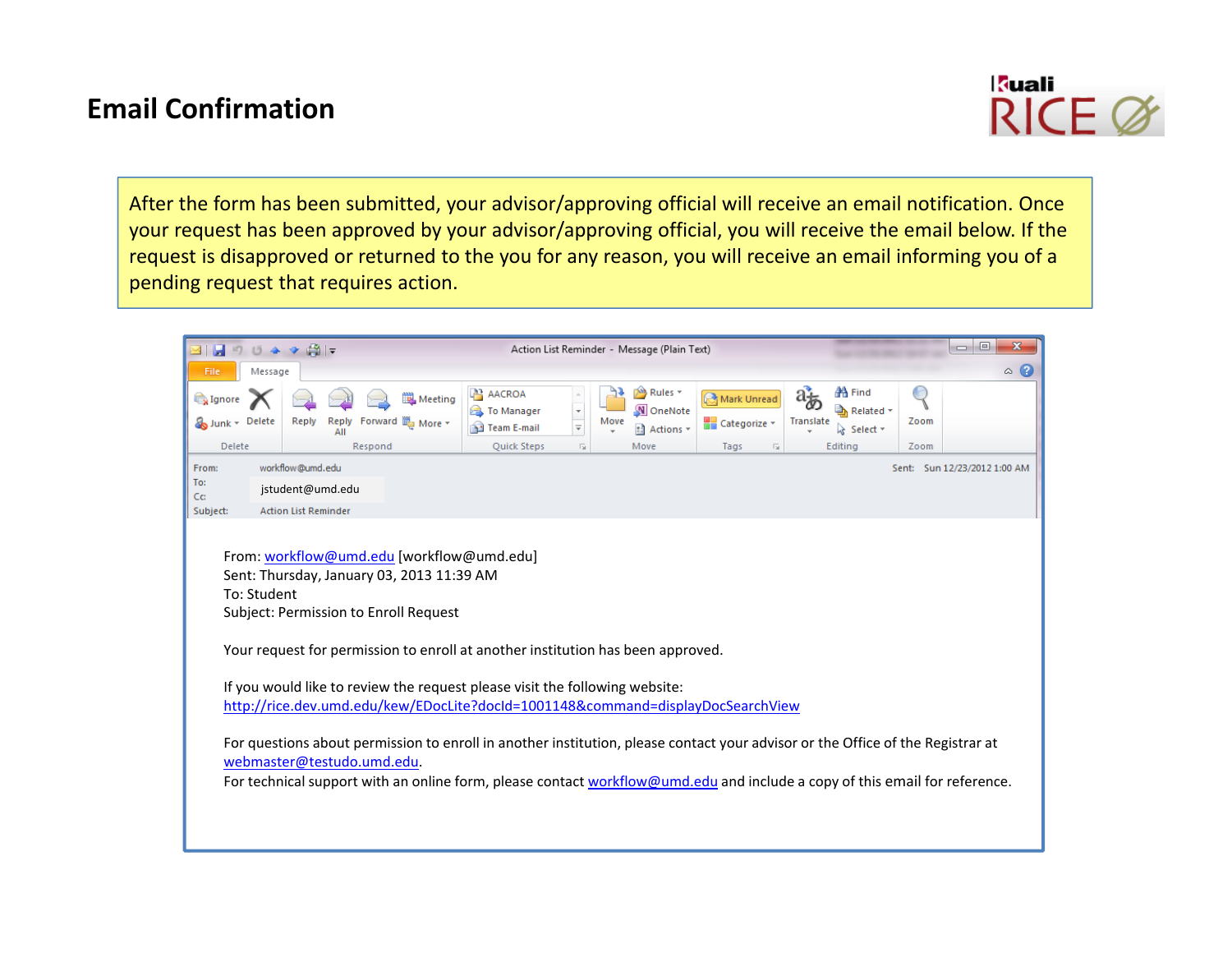# Email Confirmation

After the form has been submitted, your advisor/approving official will receive an email notification. Once your request has been approved by your advisor/approving official, you will receive the email below. If the request is disapproved or returned to the you for any reason, you will receive an email informing you of a pending request that requires action.

Action List Reminder - Message (Plain Text)

From: workflow@umd.edu
To: jstudent@umd.edu
Cc:
Subject: Action List Reminder
Sent: Sun 12/23/2012 1:00 AM

From: workflow@umd.edu [workflow@umd.edu]
Sent: Thursday, January 03, 2013 11:39 AM
To: Student
Subject: Permission to Enroll Request

Your request for permission to enroll at another institution has been approved.

If you would like to review the request please visit the following website:
http://rice.dev.umd.edu/kew/EDocLite?docId=1001148&command=displayDocSearchView

For questions about permission to enroll in another institution, please contact your advisor or the Office of the Registrar at webmaster@testudo.umd.edu.
For technical support with an online form, please contact workflow@umd.edu and include a copy of this email for reference.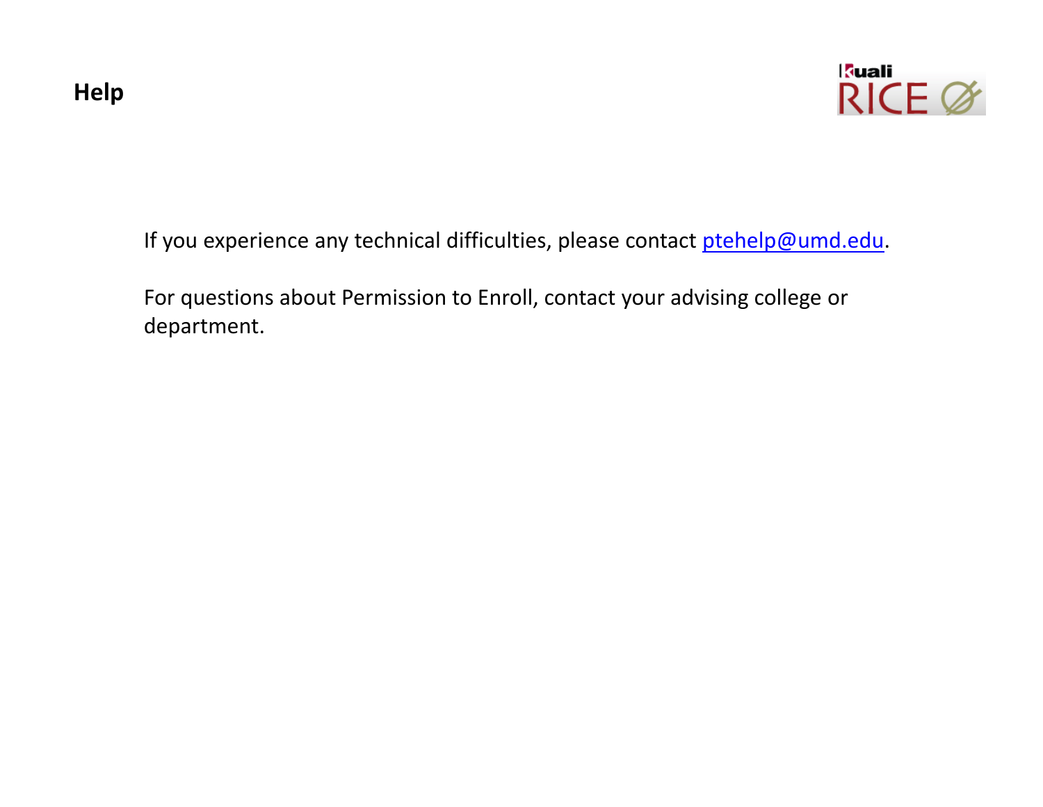# Help

If you experience any technical difficulties, please contact ptehelp@umd.edu.

For questions about Permission to Enroll, contact your advising college or department.